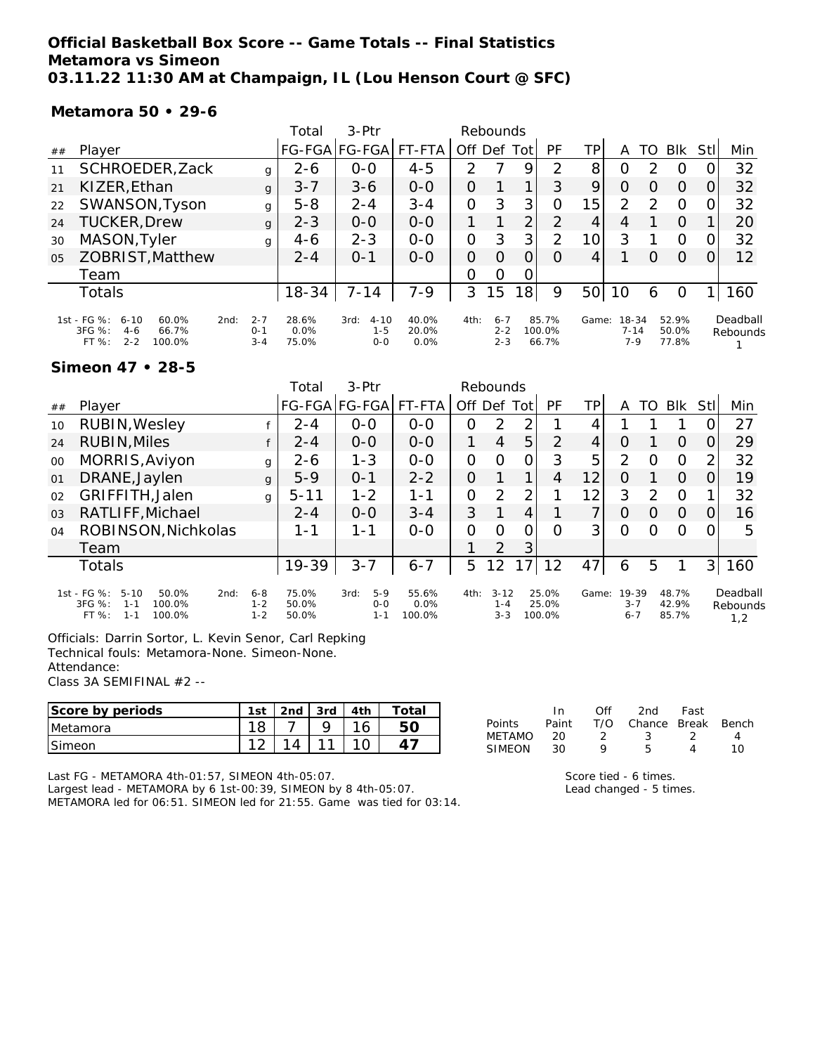# Official Basketball Box Score -- Game Totals -- Final Statistics
## Metamora vs Simeon
## 03.11.22 11:30 AM at Champaign, IL (Lou Henson Court @ SFC)

### Metamora 50 • 29-6

| ## | Player | | Total FG-FGA | 3-Ptr FG-FGA | FT-FTA | Off | Def | Tot | PF | TP | A | TO | Blk | Stl | Min |
|---|---|---|---|---|---|---|---|---|---|---|---|---|---|---|---|
| 11 | SCHROEDER,Zack | g | 2-6 | 0-0 | 4-5 | 2 | 7 | 9 | 2 | 8 | 0 | 2 | 0 | 0 | 32 |
| 21 | KIZER,Ethan | g | 3-7 | 3-6 | 0-0 | 0 | 1 | 1 | 3 | 9 | 0 | 0 | 0 | 0 | 32 |
| 22 | SWANSON,Tyson | g | 5-8 | 2-4 | 3-4 | 0 | 3 | 3 | 0 | 15 | 2 | 2 | 0 | 0 | 32 |
| 24 | TUCKER,Drew | g | 2-3 | 0-0 | 0-0 | 1 | 1 | 2 | 2 | 4 | 4 | 1 | 0 | 1 | 20 |
| 30 | MASON,Tyler | g | 4-6 | 2-3 | 0-0 | 0 | 3 | 3 | 2 | 10 | 3 | 1 | 0 | 0 | 32 |
| 05 | ZOBRIST,Matthew | | 2-4 | 0-1 | 0-0 | 0 | 0 | 0 | 0 | 4 | 1 | 0 | 0 | 0 | 12 |
| | Team | | | | | 0 | 0 | 0 | | | | | | | |
| | Totals | | 18-34 | 7-14 | 7-9 | 3 | 15 | 18 | 9 | 50 | 10 | 6 | 0 | 1 | 160 |

| | 1st | | 2nd | | 3rd | | 4th | | Game | | Deadball Rebounds |
|---|---|---|---|---|---|---|---|---|---|---|---|
| FG % | 6-10 | 60.0% | 2-7 | 28.6% | 4-10 | 40.0% | 6-7 | 85.7% | 18-34 | 52.9% | 1 |
| 3FG % | 4-6 | 66.7% | 0-1 | 0.0% | 1-5 | 20.0% | 2-2 | 100.0% | 7-14 | 50.0% | |
| FT % | 2-2 | 100.0% | 3-4 | 75.0% | 0-0 | 0.0% | 2-3 | 66.7% | 7-9 | 77.8% | |

### Simeon 47 • 28-5

| ## | Player | | Total FG-FGA | 3-Ptr FG-FGA | FT-FTA | Off | Def | Tot | PF | TP | A | TO | Blk | Stl | Min |
|---|---|---|---|---|---|---|---|---|---|---|---|---|---|---|---|
| 10 | RUBIN,Wesley | f | 2-4 | 0-0 | 0-0 | 0 | 2 | 2 | 1 | 4 | 1 | 1 | 1 | 0 | 27 |
| 24 | RUBIN,Miles | f | 2-4 | 0-0 | 0-0 | 1 | 4 | 5 | 2 | 4 | 0 | 1 | 0 | 0 | 29 |
| 00 | MORRIS,Aviyon | g | 2-6 | 1-3 | 0-0 | 0 | 0 | 0 | 3 | 5 | 2 | 0 | 0 | 2 | 32 |
| 01 | DRANE,Jaylen | g | 5-9 | 0-1 | 2-2 | 0 | 1 | 1 | 4 | 12 | 0 | 1 | 0 | 0 | 19 |
| 02 | GRIFFITH,Jalen | g | 5-11 | 1-2 | 1-1 | 0 | 2 | 2 | 1 | 12 | 3 | 2 | 0 | 1 | 32 |
| 03 | RATLIFF,Michael | | 2-4 | 0-0 | 3-4 | 3 | 1 | 4 | 1 | 7 | 0 | 0 | 0 | 0 | 16 |
| 04 | ROBINSON,Nichkolas | | 1-1 | 1-1 | 0-0 | 0 | 0 | 0 | 0 | 3 | 0 | 0 | 0 | 0 | 5 |
| | Team | | | | | 1 | 2 | 3 | | | | | | | |
| | Totals | | 19-39 | 3-7 | 6-7 | 5 | 12 | 17 | 12 | 47 | 6 | 5 | 1 | 3 | 160 |

| | 1st | | 2nd | | 3rd | | 4th | | Game | | Deadball Rebounds |
|---|---|---|---|---|---|---|---|---|---|---|---|
| FG % | 5-10 | 50.0% | 6-8 | 75.0% | 5-9 | 55.6% | 3-12 | 25.0% | 19-39 | 48.7% | 1,2 |
| 3FG % | 1-1 | 100.0% | 1-2 | 50.0% | 0-0 | 0.0% | 1-4 | 25.0% | 3-7 | 42.9% | |
| FT % | 1-1 | 100.0% | 1-2 | 50.0% | 1-1 | 100.0% | 3-3 | 100.0% | 6-7 | 85.7% | |

Officials: Darrin Sortor, L. Kevin Senor, Carl Repking
Technical fouls: Metamora-None. Simeon-None.
Attendance:
Class 3A SEMIFINAL #2 --

| Score by periods | 1st | 2nd | 3rd | 4th | Total |
|---|---|---|---|---|---|
| Metamora | 18 | 7 | 9 | 16 | 50 |
| Simeon | 12 | 14 | 11 | 10 | 47 |

| Points | In Paint | Off T/O | 2nd Chance | Fast Break | Bench |
|---|---|---|---|---|---|
| METAMO | 20 | 2 | 3 | 2 | 4 |
| SIMEON | 30 | 9 | 5 | 4 | 10 |

Last FG - METAMORA 4th-01:57, SIMEON 4th-05:07.
Largest lead - METAMORA by 6 1st-00:39, SIMEON by 8 4th-05:07.
METAMORA led for 06:51. SIMEON led for 21:55. Game was tied for 03:14.

Score tied - 6 times.
Lead changed - 5 times.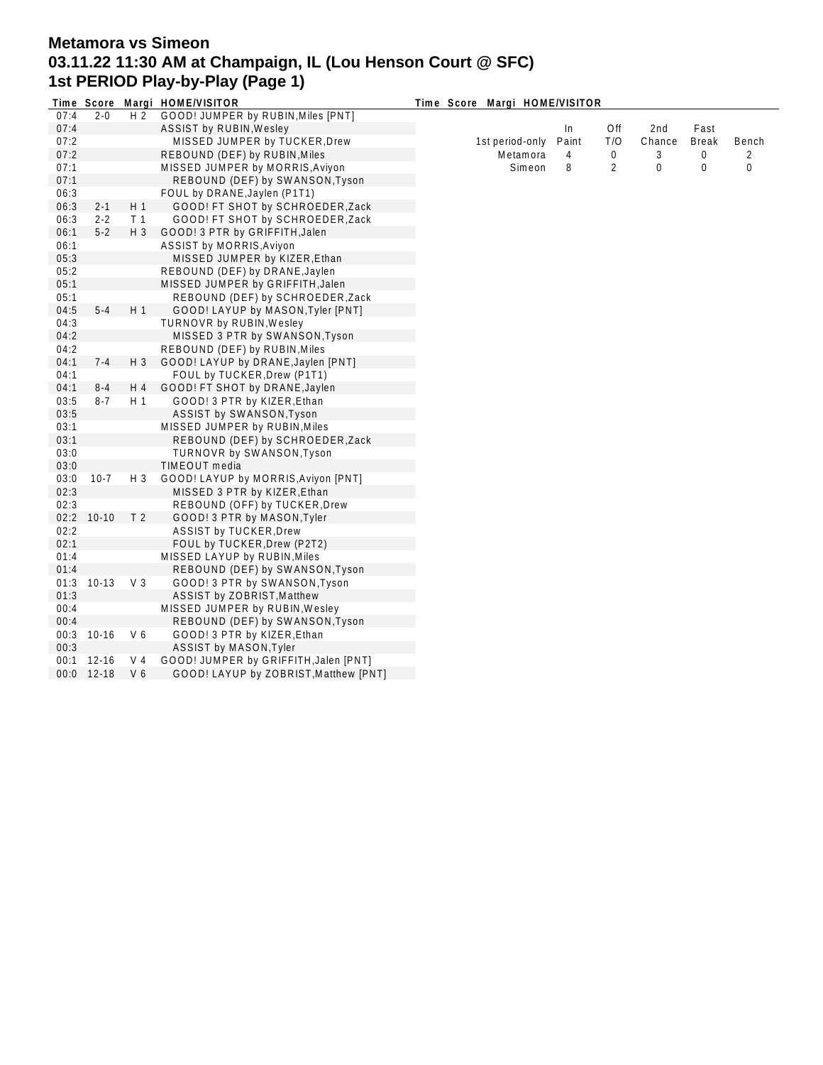# Metamora vs Simeon
## 03.11.22 11:30 AM at Champaign, IL (Lou Henson Court @ SFC)
## 1st PERIOD Play-by-Play (Page 1)

| Time | Score | Margi | HOME/VISITOR |
|---|---|---|---|
| 07:4 | 2-0 | H 2 | GOOD! JUMPER by RUBIN,Miles [PNT] |
| 07:4 | | | ASSIST by RUBIN,Wesley |
| 07:2 | | | MISSED JUMPER by TUCKER,Drew |
| 07:2 | | | REBOUND (DEF) by RUBIN,Miles |
| 07:1 | | | MISSED JUMPER by MORRIS,Aviyon |
| 07:1 | | | REBOUND (DEF) by SWANSON,Tyson |
| 06:3 | | | FOUL by DRANE,Jaylen (P1T1) |
| 06:3 | 2-1 | H 1 | GOOD! FT SHOT by SCHROEDER,Zack |
| 06:3 | 2-2 | T 1 | GOOD! FT SHOT by SCHROEDER,Zack |
| 06:1 | 5-2 | H 3 | GOOD! 3 PTR by GRIFFITH,Jalen |
| 06:1 | | | ASSIST by MORRIS,Aviyon |
| 05:3 | | | MISSED JUMPER by KIZER,Ethan |
| 05:2 | | | REBOUND (DEF) by DRANE,Jaylen |
| 05:1 | | | MISSED JUMPER by GRIFFITH,Jalen |
| 05:1 | | | REBOUND (DEF) by SCHROEDER,Zack |
| 04:5 | 5-4 | H 1 | GOOD! LAYUP by MASON,Tyler [PNT] |
| 04:3 | | | TURNOVR by RUBIN,Wesley |
| 04:2 | | | MISSED 3 PTR by SWANSON,Tyson |
| 04:2 | | | REBOUND (DEF) by RUBIN,Miles |
| 04:1 | 7-4 | H 3 | GOOD! LAYUP by DRANE,Jaylen [PNT] |
| 04:1 | | | FOUL by TUCKER,Drew (P1T1) |
| 04:1 | 8-4 | H 4 | GOOD! FT SHOT by DRANE,Jaylen |
| 03:5 | 8-7 | H 1 | GOOD! 3 PTR by KIZER,Ethan |
| 03:5 | | | ASSIST by SWANSON,Tyson |
| 03:1 | | | MISSED JUMPER by RUBIN,Miles |
| 03:1 | | | REBOUND (DEF) by SCHROEDER,Zack |
| 03:0 | | | TURNOVR by SWANSON,Tyson |
| 03:0 | | | TIMEOUT media |
| 03:0 | 10-7 | H 3 | GOOD! LAYUP by MORRIS,Aviyon [PNT] |
| 02:3 | | | MISSED 3 PTR by KIZER,Ethan |
| 02:3 | | | REBOUND (OFF) by TUCKER,Drew |
| 02:2 | 10-10 | T 2 | GOOD! 3 PTR by MASON,Tyler |
| 02:2 | | | ASSIST by TUCKER,Drew |
| 02:1 | | | FOUL by TUCKER,Drew (P2T2) |
| 01:4 | | | MISSED LAYUP by RUBIN,Miles |
| 01:4 | | | REBOUND (DEF) by SWANSON,Tyson |
| 01:3 | 10-13 | V 3 | GOOD! 3 PTR by SWANSON,Tyson |
| 01:3 | | | ASSIST by ZOBRIST,Matthew |
| 00:4 | | | MISSED JUMPER by RUBIN,Wesley |
| 00:4 | | | REBOUND (DEF) by SWANSON,Tyson |
| 00:3 | 10-16 | V 6 | GOOD! 3 PTR by KIZER,Ethan |
| 00:3 | | | ASSIST by MASON,Tyler |
| 00:1 | 12-16 | V 4 | GOOD! JUMPER by GRIFFITH,Jalen [PNT] |
| 00:0 | 12-18 | V 6 | GOOD! LAYUP by ZOBRIST,Matthew [PNT] |

| 1st period-only | In Paint | Off T/O | 2nd Chance | Fast Break | Bench |
|---|---|---|---|---|---|
| Metamora | 4 | 0 | 3 | 0 | 2 |
| Simeon | 8 | 2 | 0 | 0 | 0 |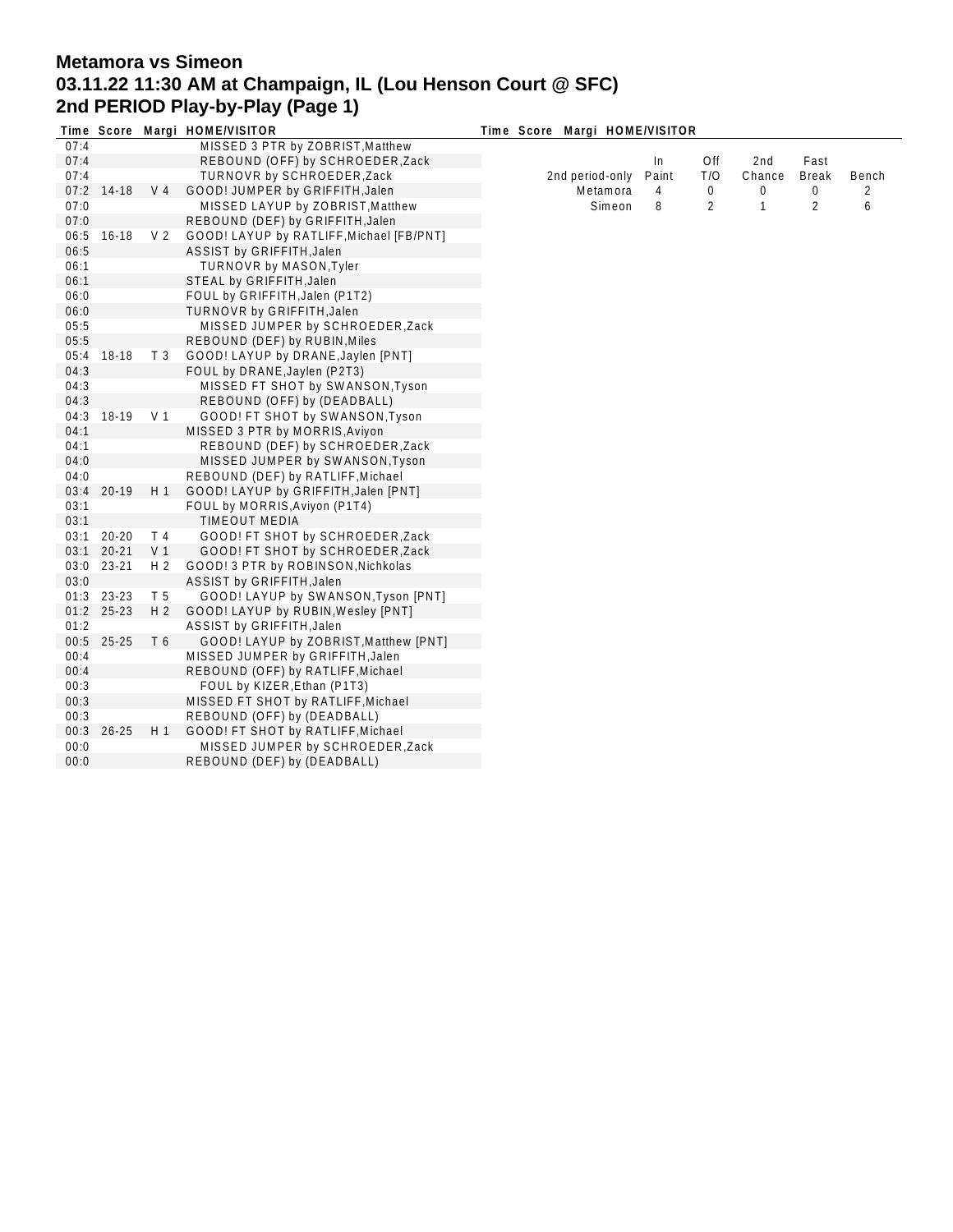# Metamora vs Simeon

## 03.11.22 11:30 AM at Champaign, IL (Lou Henson Court @ SFC)

## 2nd PERIOD Play-by-Play (Page 1)

| Time | Score | Margi | HOME/VISITOR |
|---|---|---|---|
| 07:4 | | | MISSED 3 PTR by ZOBRIST,Matthew |
| 07:4 | | | REBOUND (OFF) by SCHROEDER,Zack |
| 07:4 | | | TURNOVR by SCHROEDER,Zack |
| 07:2 | 14-18 | V 4 | GOOD! JUMPER by GRIFFITH,Jalen |
| 07:0 | | | MISSED LAYUP by ZOBRIST,Matthew |
| 07:0 | | | REBOUND (DEF) by GRIFFITH,Jalen |
| 06:5 | 16-18 | V 2 | GOOD! LAYUP by RATLIFF,Michael [FB/PNT] |
| 06:5 | | | ASSIST by GRIFFITH,Jalen |
| 06:1 | | | TURNOVR by MASON,Tyler |
| 06:1 | | | STEAL by GRIFFITH,Jalen |
| 06:0 | | | FOUL by GRIFFITH,Jalen (P1T2) |
| 06:0 | | | TURNOVR by GRIFFITH,Jalen |
| 05:5 | | | MISSED JUMPER by SCHROEDER,Zack |
| 05:5 | | | REBOUND (DEF) by RUBIN,Miles |
| 05:4 | 18-18 | T 3 | GOOD! LAYUP by DRANE,Jaylen [PNT] |
| 04:3 | | | FOUL by DRANE,Jaylen (P2T3) |
| 04:3 | | | MISSED FT SHOT by SWANSON,Tyson |
| 04:3 | | | REBOUND (OFF) by (DEADBALL) |
| 04:3 | 18-19 | V 1 | GOOD! FT SHOT by SWANSON,Tyson |
| 04:1 | | | MISSED 3 PTR by MORRIS,Aviyon |
| 04:1 | | | REBOUND (DEF) by SCHROEDER,Zack |
| 04:0 | | | MISSED JUMPER by SWANSON,Tyson |
| 04:0 | | | REBOUND (DEF) by RATLIFF,Michael |
| 03:4 | 20-19 | H 1 | GOOD! LAYUP by GRIFFITH,Jalen [PNT] |
| 03:1 | | | FOUL by MORRIS,Aviyon (P1T4) |
| 03:1 | | | TIMEOUT MEDIA |
| 03:1 | 20-20 | T 4 | GOOD! FT SHOT by SCHROEDER,Zack |
| 03:1 | 20-21 | V 1 | GOOD! FT SHOT by SCHROEDER,Zack |
| 03:0 | 23-21 | H 2 | GOOD! 3 PTR by ROBINSON,Nichkolas |
| 03:0 | | | ASSIST by GRIFFITH,Jalen |
| 01:3 | 23-23 | T 5 | GOOD! LAYUP by SWANSON,Tyson [PNT] |
| 01:2 | 25-23 | H 2 | GOOD! LAYUP by RUBIN,Wesley [PNT] |
| 01:2 | | | ASSIST by GRIFFITH,Jalen |
| 00:5 | 25-25 | T 6 | GOOD! LAYUP by ZOBRIST,Matthew [PNT] |
| 00:4 | | | MISSED JUMPER by GRIFFITH,Jalen |
| 00:4 | | | REBOUND (OFF) by RATLIFF,Michael |
| 00:3 | | | FOUL by KIZER,Ethan (P1T3) |
| 00:3 | | | MISSED FT SHOT by RATLIFF,Michael |
| 00:3 | | | REBOUND (OFF) by (DEADBALL) |
| 00:3 | 26-25 | H 1 | GOOD! FT SHOT by RATLIFF,Michael |
| 00:0 | | | MISSED JUMPER by SCHROEDER,Zack |
| 00:0 | | | REBOUND (DEF) by (DEADBALL) |

| 2nd period-only | In Paint | Off T/O | 2nd Chance | Fast Break | Bench |
|---|---|---|---|---|---|
| Metamora | 4 | 0 | 0 | 0 | 2 |
| Simeon | 8 | 2 | 1 | 2 | 6 |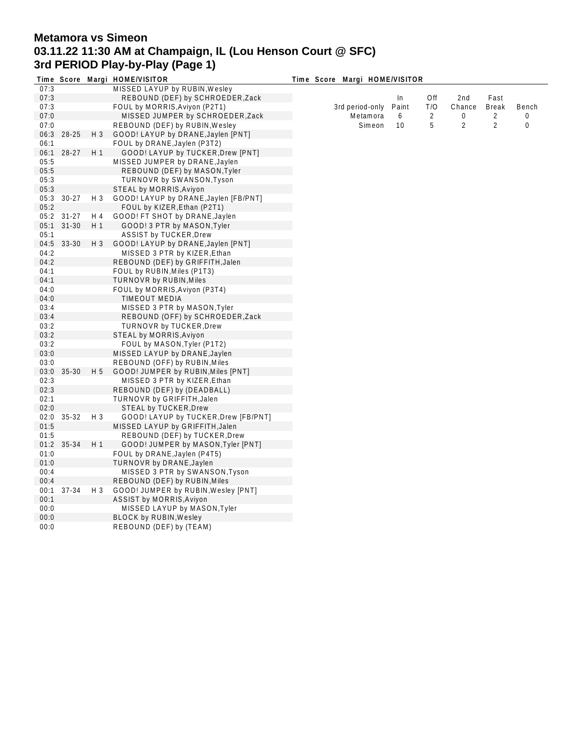# Metamora vs Simeon
## 03.11.22 11:30 AM at Champaign, IL (Lou Henson Court @ SFC)
## 3rd PERIOD Play-by-Play (Page 1)

| Time | Score | Margi | HOME/VISITOR |
|---|---|---|---|
| 07:3 | | | MISSED LAYUP by RUBIN,Wesley |
| 07:3 | | | REBOUND (DEF) by SCHROEDER,Zack |
| 07:3 | | | FOUL by MORRIS,Aviyon (P2T1) |
| 07:0 | | | MISSED JUMPER by SCHROEDER,Zack |
| 07:0 | | | REBOUND (DEF) by RUBIN,Wesley |
| 06:3 | 28-25 | H 3 | GOOD! LAYUP by DRANE,Jaylen [PNT] |
| 06:1 | | | FOUL by DRANE,Jaylen (P3T2) |
| 06:1 | 28-27 | H 1 | GOOD! LAYUP by TUCKER,Drew [PNT] |
| 05:5 | | | MISSED JUMPER by DRANE,Jaylen |
| 05:5 | | | REBOUND (DEF) by MASON,Tyler |
| 05:3 | | | TURNOVR by SWANSON,Tyson |
| 05:3 | | | STEAL by MORRIS,Aviyon |
| 05:3 | 30-27 | H 3 | GOOD! LAYUP by DRANE,Jaylen [FB/PNT] |
| 05:2 | | | FOUL by KIZER,Ethan (P2T1) |
| 05:2 | 31-27 | H 4 | GOOD! FT SHOT by DRANE,Jaylen |
| 05:1 | 31-30 | H 1 | GOOD! 3 PTR by MASON,Tyler |
| 05:1 | | | ASSIST by TUCKER,Drew |
| 04:5 | 33-30 | H 3 | GOOD! LAYUP by DRANE,Jaylen [PNT] |
| 04:2 | | | MISSED 3 PTR by KIZER,Ethan |
| 04:2 | | | REBOUND (DEF) by GRIFFITH,Jalen |
| 04:1 | | | FOUL by RUBIN,Miles (P1T3) |
| 04:1 | | | TURNOVR by RUBIN,Miles |
| 04:0 | | | FOUL by MORRIS,Aviyon (P3T4) |
| 04:0 | | | TIMEOUT MEDIA |
| 03:4 | | | MISSED 3 PTR by MASON,Tyler |
| 03:4 | | | REBOUND (OFF) by SCHROEDER,Zack |
| 03:2 | | | TURNOVR by TUCKER,Drew |
| 03:2 | | | STEAL by MORRIS,Aviyon |
| 03:2 | | | FOUL by MASON,Tyler (P1T2) |
| 03:0 | | | MISSED LAYUP by DRANE,Jaylen |
| 03:0 | | | REBOUND (OFF) by RUBIN,Miles |
| 03:0 | 35-30 | H 5 | GOOD! JUMPER by RUBIN,Miles [PNT] |
| 02:3 | | | MISSED 3 PTR by KIZER,Ethan |
| 02:3 | | | REBOUND (DEF) by (DEADBALL) |
| 02:1 | | | TURNOVR by GRIFFITH,Jalen |
| 02:0 | | | STEAL by TUCKER,Drew |
| 02:0 | 35-32 | H 3 | GOOD! LAYUP by TUCKER,Drew [FB/PNT] |
| 01:5 | | | MISSED LAYUP by GRIFFITH,Jalen |
| 01:5 | | | REBOUND (DEF) by TUCKER,Drew |
| 01:2 | 35-34 | H 1 | GOOD! JUMPER by MASON,Tyler [PNT] |
| 01:0 | | | FOUL by DRANE,Jaylen (P4T5) |
| 01:0 | | | TURNOVR by DRANE,Jaylen |
| 00:4 | | | MISSED 3 PTR by SWANSON,Tyson |
| 00:4 | | | REBOUND (DEF) by RUBIN,Miles |
| 00:1 | 37-34 | H 3 | GOOD! JUMPER by RUBIN,Wesley [PNT] |
| 00:1 | | | ASSIST by MORRIS,Aviyon |
| 00:0 | | | MISSED LAYUP by MASON,Tyler |
| 00:0 | | | BLOCK by RUBIN,Wesley |
| 00:0 | | | REBOUND (DEF) by (TEAM) |

| 3rd period-only | In Paint | Off T/O | 2nd Chance | Fast Break | Bench |
|---|---|---|---|---|---|
| Metamora | 6 | 2 | 0 | 2 | 0 |
| Simeon | 10 | 5 | 2 | 2 | 0 |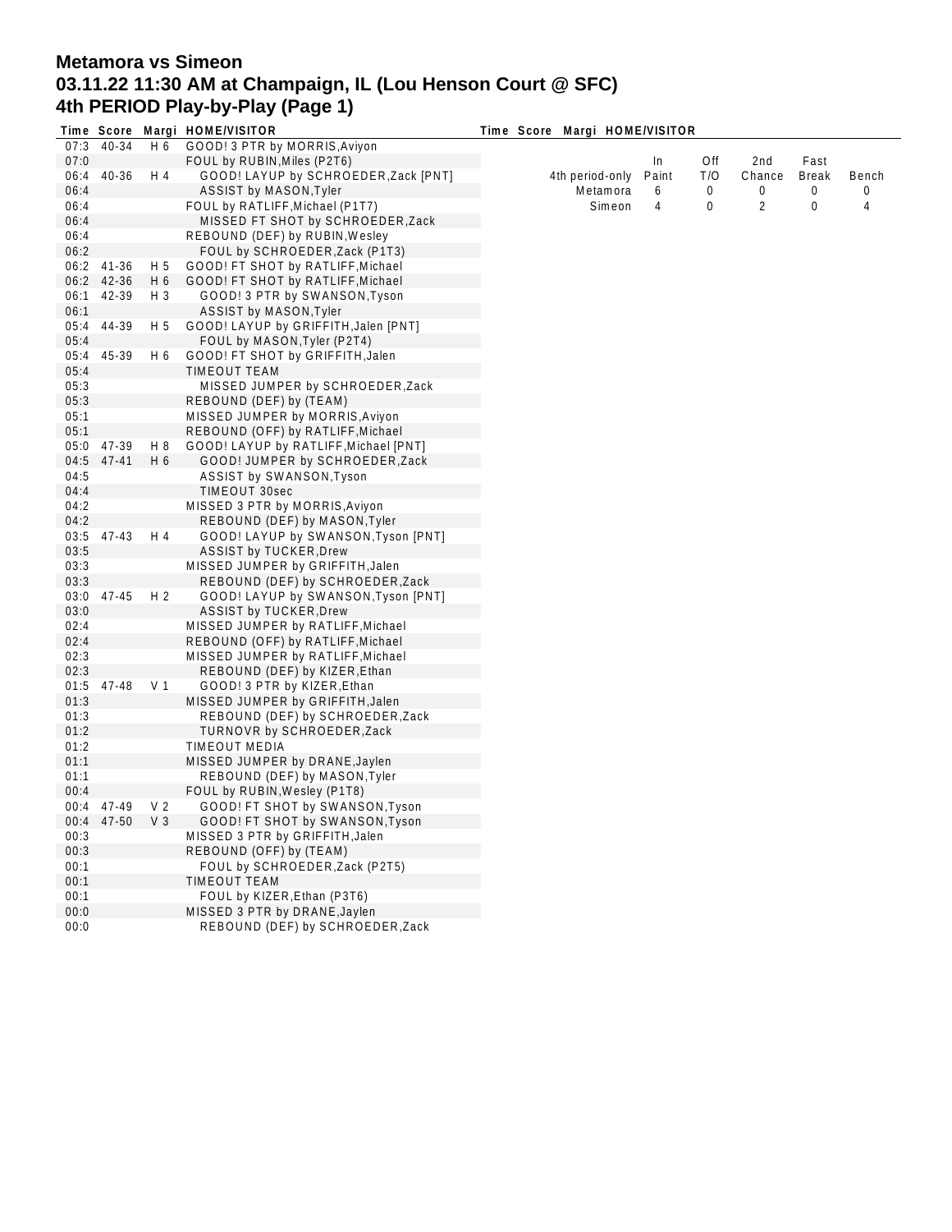# Metamora vs Simeon
## 03.11.22 11:30 AM at Champaign, IL (Lou Henson Court @ SFC)
## 4th PERIOD Play-by-Play (Page 1)

| Time | Score | Margi | HOME/VISITOR |
|---|---|---|---|
| 07:3 | 40-34 | H 6 | GOOD! 3 PTR by MORRIS,Aviyon |
| 07:0 | | | FOUL by RUBIN,Miles (P2T6) |
| 06:4 | 40-36 | H 4 | GOOD! LAYUP by SCHROEDER,Zack [PNT] |
| 06:4 | | | ASSIST by MASON,Tyler |
| 06:4 | | | FOUL by RATLIFF,Michael (P1T7) |
| 06:4 | | | MISSED FT SHOT by SCHROEDER,Zack |
| 06:4 | | | REBOUND (DEF) by RUBIN,Wesley |
| 06:2 | | | FOUL by SCHROEDER,Zack (P1T3) |
| 06:2 | 41-36 | H 5 | GOOD! FT SHOT by RATLIFF,Michael |
| 06:2 | 42-36 | H 6 | GOOD! FT SHOT by RATLIFF,Michael |
| 06:1 | 42-39 | H 3 | GOOD! 3 PTR by SWANSON,Tyson |
| 06:1 | | | ASSIST by MASON,Tyler |
| 05:4 | 44-39 | H 5 | GOOD! LAYUP by GRIFFITH,Jalen [PNT] |
| 05:4 | | | FOUL by MASON,Tyler (P2T4) |
| 05:4 | 45-39 | H 6 | GOOD! FT SHOT by GRIFFITH,Jalen |
| 05:4 | | | TIMEOUT TEAM |
| 05:3 | | | MISSED JUMPER by SCHROEDER,Zack |
| 05:3 | | | REBOUND (DEF) by (TEAM) |
| 05:1 | | | MISSED JUMPER by MORRIS,Aviyon |
| 05:1 | | | REBOUND (OFF) by RATLIFF,Michael |
| 05:0 | 47-39 | H 8 | GOOD! LAYUP by RATLIFF,Michael [PNT] |
| 04:5 | 47-41 | H 6 | GOOD! JUMPER by SCHROEDER,Zack |
| 04:5 | | | ASSIST by SWANSON,Tyson |
| 04:4 | | | TIMEOUT 30sec |
| 04:2 | | | MISSED 3 PTR by MORRIS,Aviyon |
| 04:2 | | | REBOUND (DEF) by MASON,Tyler |
| 03:5 | 47-43 | H 4 | GOOD! LAYUP by SWANSON,Tyson [PNT] |
| 03:5 | | | ASSIST by TUCKER,Drew |
| 03:3 | | | MISSED JUMPER by GRIFFITH,Jalen |
| 03:3 | | | REBOUND (DEF) by SCHROEDER,Zack |
| 03:0 | 47-45 | H 2 | GOOD! LAYUP by SWANSON,Tyson [PNT] |
| 03:0 | | | ASSIST by TUCKER,Drew |
| 02:4 | | | MISSED JUMPER by RATLIFF,Michael |
| 02:4 | | | REBOUND (OFF) by RATLIFF,Michael |
| 02:3 | | | MISSED JUMPER by RATLIFF,Michael |
| 02:3 | | | REBOUND (DEF) by KIZER,Ethan |
| 01:5 | 47-48 | V 1 | GOOD! 3 PTR by KIZER,Ethan |
| 01:3 | | | MISSED JUMPER by GRIFFITH,Jalen |
| 01:3 | | | REBOUND (DEF) by SCHROEDER,Zack |
| 01:2 | | | TURNOVR by SCHROEDER,Zack |
| 01:2 | | | TIMEOUT MEDIA |
| 01:1 | | | MISSED JUMPER by DRANE,Jaylen |
| 01:1 | | | REBOUND (DEF) by MASON,Tyler |
| 00:4 | | | FOUL by RUBIN,Wesley (P1T8) |
| 00:4 | 47-49 | V 2 | GOOD! FT SHOT by SWANSON,Tyson |
| 00:4 | 47-50 | V 3 | GOOD! FT SHOT by SWANSON,Tyson |
| 00:3 | | | MISSED 3 PTR by GRIFFITH,Jalen |
| 00:3 | | | REBOUND (OFF) by (TEAM) |
| 00:1 | | | FOUL by SCHROEDER,Zack (P2T5) |
| 00:1 | | | TIMEOUT TEAM |
| 00:1 | | | FOUL by KIZER,Ethan (P3T6) |
| 00:0 | | | MISSED 3 PTR by DRANE,Jaylen |
| 00:0 | | | REBOUND (DEF) by SCHROEDER,Zack |

| 4th period-only | In Paint | Off T/O | 2nd Chance | Fast Break | Bench |
|---|---|---|---|---|---|
| Metamora | 6 | 0 | 0 | 0 | 0 |
| Simeon | 4 | 0 | 2 | 0 | 4 |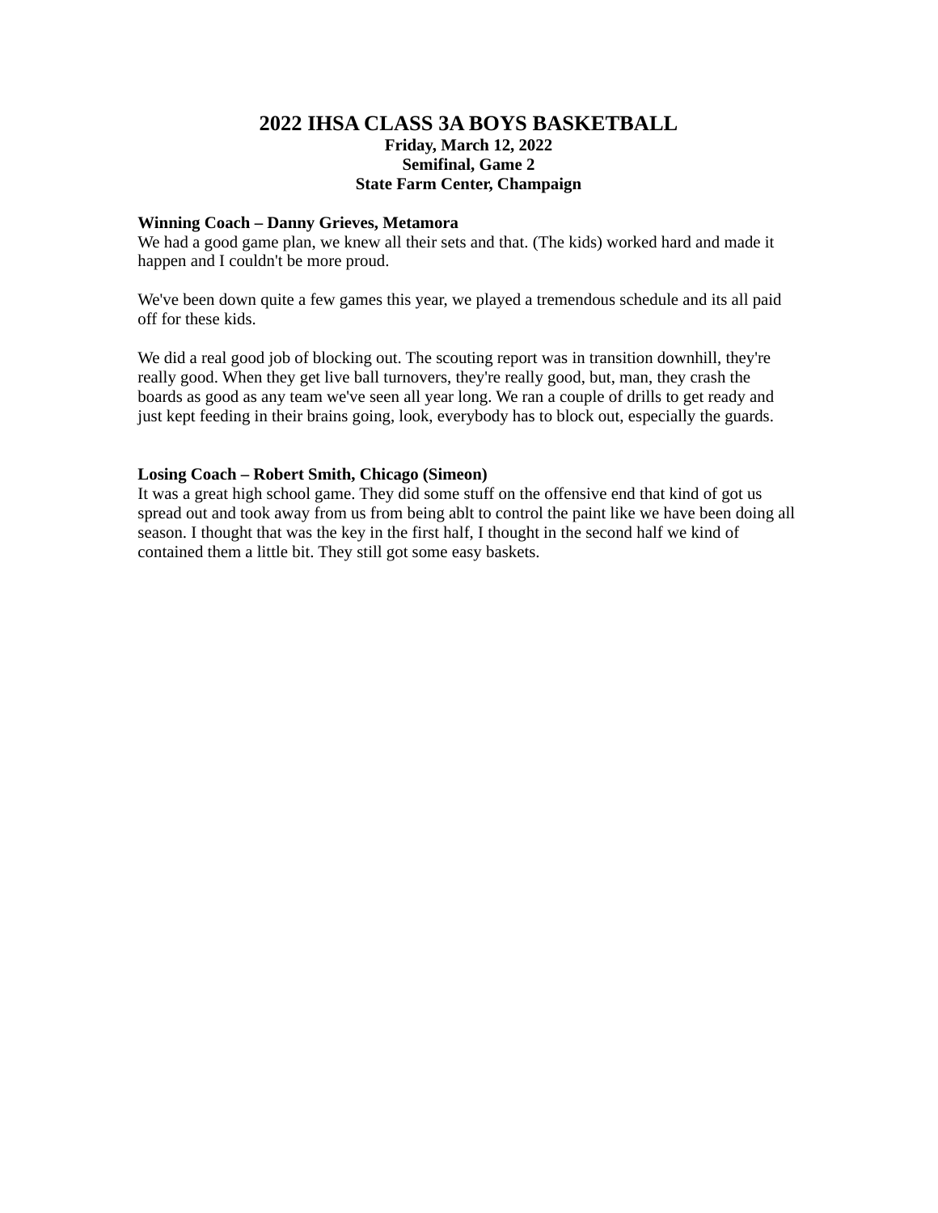# 2022 IHSA CLASS 3A BOYS BASKETBALL

**Friday, March 12, 2022**
**Semifinal, Game 2**
**State Farm Center, Champaign**

**Winning Coach – Danny Grieves, Metamora**

We had a good game plan, we knew all their sets and that. (The kids) worked hard and made it happen and I couldn't be more proud.

We've been down quite a few games this year, we played a tremendous schedule and its all paid off for these kids.

We did a real good job of blocking out. The scouting report was in transition downhill, they're really good. When they get live ball turnovers, they're really good, but, man, they crash the boards as good as any team we've seen all year long. We ran a couple of drills to get ready and just kept feeding in their brains going, look, everybody has to block out, especially the guards.

**Losing Coach – Robert Smith, Chicago (Simeon)**

It was a great high school game. They did some stuff on the offensive end that kind of got us spread out and took away from us from being ablt to control the paint like we have been doing all season. I thought that was the key in the first half, I thought in the second half we kind of contained them a little bit. They still got some easy baskets.